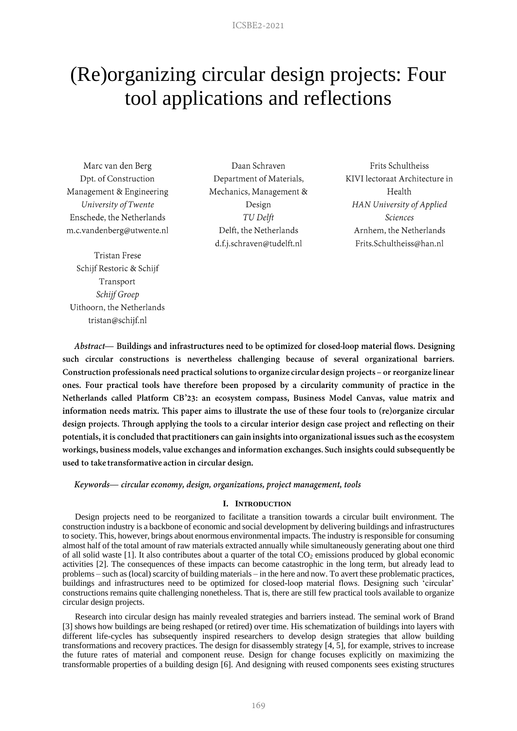# (Re)organizing circular design projects: Four tool applications and reflections

Marc van den Berg
Dpt. of Construction Management & Engineering
*University of Twente*
Enschede, the Netherlands
m.c.vandenberg@utwente.nl

Daan Schraven
Department of Materials, Mechanics, Management & Design
*TU Delft*
Delft, the Netherlands
d.f.j.schraven@tudelft.nl

Frits Schultheiss
KIVI lectoraat Architecture in Health
*HAN University of Applied Sciences*
Arnhem, the Netherlands
Frits.Schultheiss@han.nl

Tristan Frese
Schijf Restoric & Schijf Transport
*Schijf Groep*
Uithoorn, the Netherlands
tristan@schijf.nl

***Abstract*— Buildings and infrastructures need to be optimized for closed-loop material flows. Designing such circular constructions is nevertheless challenging because of several organizational barriers. Construction professionals need practical solutions to organize circular design projects – or reorganize linear ones. Four practical tools have therefore been proposed by a circularity community of practice in the Netherlands called Platform CB'23: an ecosystem compass, Business Model Canvas, value matrix and information needs matrix. This paper aims to illustrate the use of these four tools to (re)organize circular design projects. Through applying the tools to a circular interior design case project and reflecting on their potentials, it is concluded that practitioners can gain insights into organizational issues such as the ecosystem workings, business models, value exchanges and information exchanges. Such insights could subsequently be used to take transformative action in circular design.**

***Keywords*— *circular economy, design, organizations, project management, tools***

## I. Introduction

Design projects need to be reorganized to facilitate a transition towards a circular built environment. The construction industry is a backbone of economic and social development by delivering buildings and infrastructures to society. This, however, brings about enormous environmental impacts. The industry is responsible for consuming almost half of the total amount of raw materials extracted annually while simultaneously generating about one third of all solid waste [1]. It also contributes about a quarter of the total $CO_2$ emissions produced by global economic activities [2]. The consequences of these impacts can become catastrophic in the long term, but already lead to problems – such as (local) scarcity of building materials – in the here and now. To avert these problematic practices, buildings and infrastructures need to be optimized for closed-loop material flows. Designing such 'circular' constructions remains quite challenging nonetheless. That is, there are still few practical tools available to organize circular design projects.

Research into circular design has mainly revealed strategies and barriers instead. The seminal work of Brand [3] shows how buildings are being reshaped (or retired) over time. His schematization of buildings into layers with different life-cycles has subsequently inspired researchers to develop design strategies that allow building transformations and recovery practices. The design for disassembly strategy [4, 5], for example, strives to increase the future rates of material and component reuse. Design for change focuses explicitly on maximizing the transformable properties of a building design [6]. And designing with reused components sees existing structures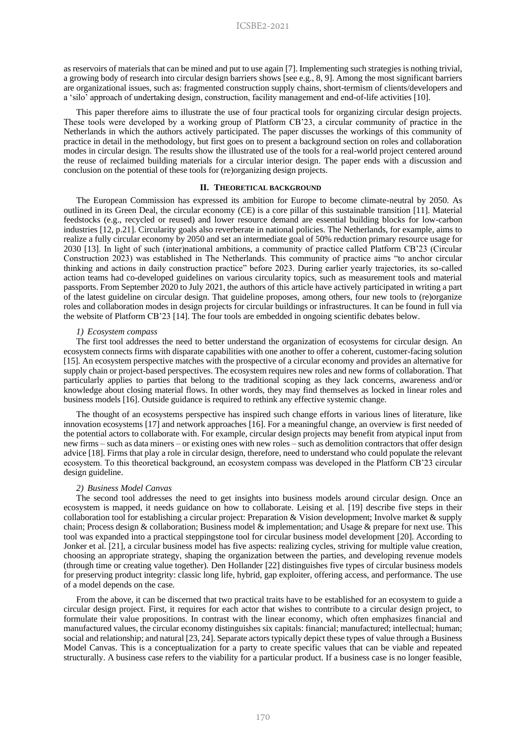as reservoirs of materials that can be mined and put to use again [7]. Implementing such strategies is nothing trivial, a growing body of research into circular design barriers shows [see e.g., 8, 9]. Among the most significant barriers are organizational issues, such as: fragmented construction supply chains, short-termism of clients/developers and a 'silo' approach of undertaking design, construction, facility management and end-of-life activities [10].

This paper therefore aims to illustrate the use of four practical tools for organizing circular design projects. These tools were developed by a working group of Platform CB'23, a circular community of practice in the Netherlands in which the authors actively participated. The paper discusses the workings of this community of practice in detail in the methodology, but first goes on to present a background section on roles and collaboration modes in circular design. The results show the illustrated use of the tools for a real-world project centered around the reuse of reclaimed building materials for a circular interior design. The paper ends with a discussion and conclusion on the potential of these tools for (re)organizing design projects.

## II. Theoretical background

The European Commission has expressed its ambition for Europe to become climate-neutral by 2050. As outlined in its Green Deal, the circular economy (CE) is a core pillar of this sustainable transition [11]. Material feedstocks (e.g., recycled or reused) and lower resource demand are essential building blocks for low-carbon industries [12, p.21]. Circularity goals also reverberate in national policies. The Netherlands, for example, aims to realize a fully circular economy by 2050 and set an intermediate goal of 50% reduction primary resource usage for 2030 [13]. In light of such (inter)national ambitions, a community of practice called Platform CB'23 (Circular Construction 2023) was established in The Netherlands. This community of practice aims "to anchor circular thinking and actions in daily construction practice" before 2023. During earlier yearly trajectories, its so-called action teams had co-developed guidelines on various circularity topics, such as measurement tools and material passports. From September 2020 to July 2021, the authors of this article have actively participated in writing a part of the latest guideline on circular design. That guideline proposes, among others, four new tools to (re)organize roles and collaboration modes in design projects for circular buildings or infrastructures. It can be found in full via the website of Platform CB'23 [14]. The four tools are embedded in ongoing scientific debates below.

### 1) Ecosystem compass

The first tool addresses the need to better understand the organization of ecosystems for circular design. An ecosystem connects firms with disparate capabilities with one another to offer a coherent, customer-facing solution [15]. An ecosystem perspective matches with the prospective of a circular economy and provides an alternative for supply chain or project-based perspectives. The ecosystem requires new roles and new forms of collaboration. That particularly applies to parties that belong to the traditional scoping as they lack concerns, awareness and/or knowledge about closing material flows. In other words, they may find themselves as locked in linear roles and business models [16]. Outside guidance is required to rethink any effective systemic change.

The thought of an ecosystems perspective has inspired such change efforts in various lines of literature, like innovation ecosystems [17] and network approaches [16]. For a meaningful change, an overview is first needed of the potential actors to collaborate with. For example, circular design projects may benefit from atypical input from new firms – such as data miners – or existing ones with new roles – such as demolition contractors that offer design advice [18]. Firms that play a role in circular design, therefore, need to understand who could populate the relevant ecosystem. To this theoretical background, an ecosystem compass was developed in the Platform CB'23 circular design guideline.

### 2) Business Model Canvas

The second tool addresses the need to get insights into business models around circular design. Once an ecosystem is mapped, it needs guidance on how to collaborate. Leising et al. [19] describe five steps in their collaboration tool for establishing a circular project: Preparation & Vision development; Involve market & supply chain; Process design & collaboration; Business model & implementation; and Usage & prepare for next use. This tool was expanded into a practical steppingstone tool for circular business model development [20]. According to Jonker et al. [21], a circular business model has five aspects: realizing cycles, striving for multiple value creation, choosing an appropriate strategy, shaping the organization between the parties, and developing revenue models (through time or creating value together). Den Hollander [22] distinguishes five types of circular business models for preserving product integrity: classic long life, hybrid, gap exploiter, offering access, and performance. The use of a model depends on the case.

From the above, it can be discerned that two practical traits have to be established for an ecosystem to guide a circular design project. First, it requires for each actor that wishes to contribute to a circular design project, to formulate their value propositions. In contrast with the linear economy, which often emphasizes financial and manufactured values, the circular economy distinguishes six capitals: financial; manufactured; intellectual; human; social and relationship; and natural [23, 24]. Separate actors typically depict these types of value through a Business Model Canvas. This is a conceptualization for a party to create specific values that can be viable and repeated structurally. A business case refers to the viability for a particular product. If a business case is no longer feasible,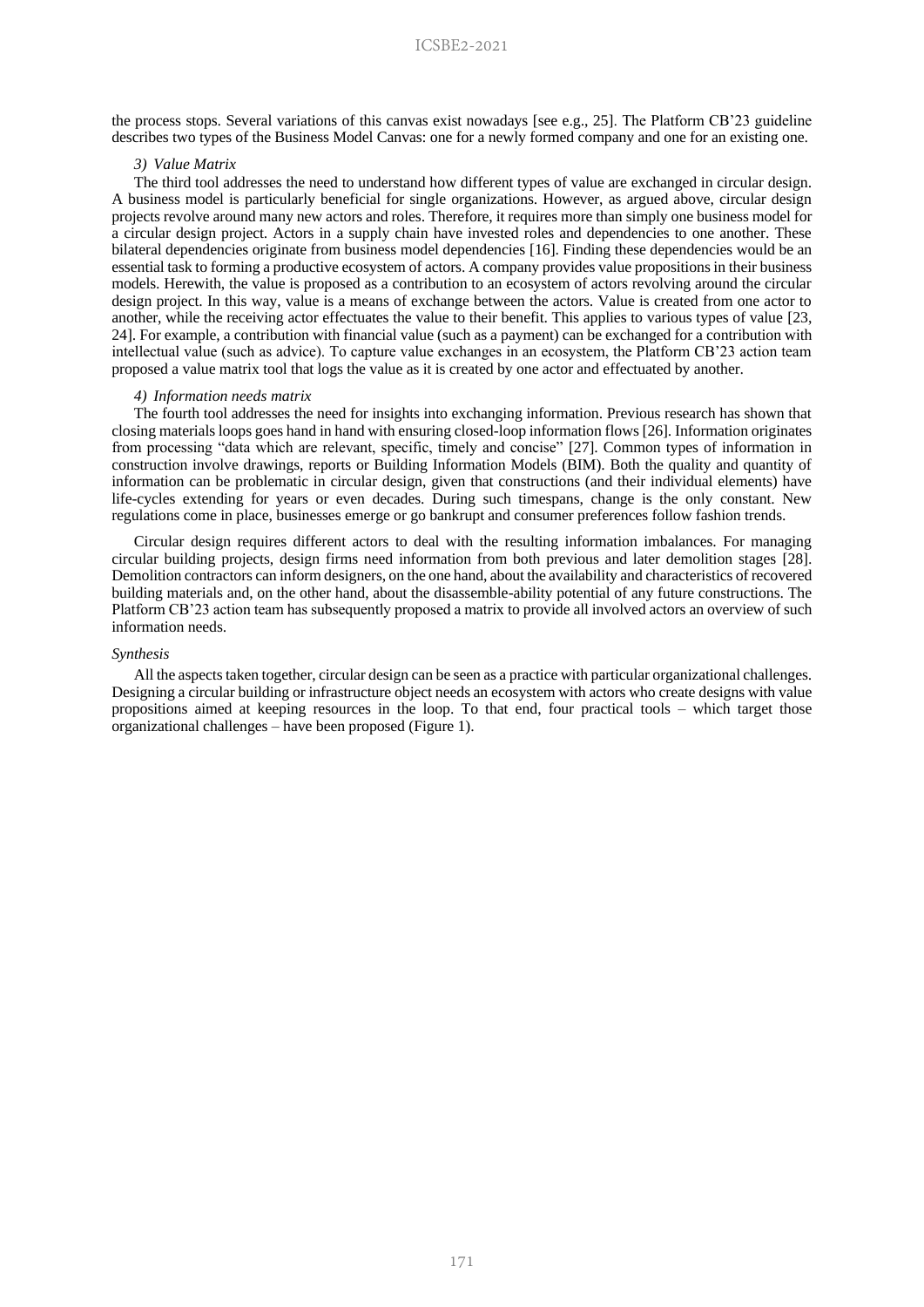the process stops. Several variations of this canvas exist nowadays [see e.g., 25]. The Platform CB'23 guideline describes two types of the Business Model Canvas: one for a newly formed company and one for an existing one.

*3) Value Matrix*

The third tool addresses the need to understand how different types of value are exchanged in circular design. A business model is particularly beneficial for single organizations. However, as argued above, circular design projects revolve around many new actors and roles. Therefore, it requires more than simply one business model for a circular design project. Actors in a supply chain have invested roles and dependencies to one another. These bilateral dependencies originate from business model dependencies [16]. Finding these dependencies would be an essential task to forming a productive ecosystem of actors. A company provides value propositions in their business models. Herewith, the value is proposed as a contribution to an ecosystem of actors revolving around the circular design project. In this way, value is a means of exchange between the actors. Value is created from one actor to another, while the receiving actor effectuates the value to their benefit. This applies to various types of value [23, 24]. For example, a contribution with financial value (such as a payment) can be exchanged for a contribution with intellectual value (such as advice). To capture value exchanges in an ecosystem, the Platform CB'23 action team proposed a value matrix tool that logs the value as it is created by one actor and effectuated by another.

*4) Information needs matrix*

The fourth tool addresses the need for insights into exchanging information. Previous research has shown that closing materials loops goes hand in hand with ensuring closed-loop information flows [26]. Information originates from processing "data which are relevant, specific, timely and concise" [27]. Common types of information in construction involve drawings, reports or Building Information Models (BIM). Both the quality and quantity of information can be problematic in circular design, given that constructions (and their individual elements) have life-cycles extending for years or even decades. During such timespans, change is the only constant. New regulations come in place, businesses emerge or go bankrupt and consumer preferences follow fashion trends.

Circular design requires different actors to deal with the resulting information imbalances. For managing circular building projects, design firms need information from both previous and later demolition stages [28]. Demolition contractors can inform designers, on the one hand, about the availability and characteristics of recovered building materials and, on the other hand, about the disassemble-ability potential of any future constructions. The Platform CB'23 action team has subsequently proposed a matrix to provide all involved actors an overview of such information needs.

*Synthesis*

All the aspects taken together, circular design can be seen as a practice with particular organizational challenges. Designing a circular building or infrastructure object needs an ecosystem with actors who create designs with value propositions aimed at keeping resources in the loop. To that end, four practical tools – which target those organizational challenges – have been proposed (Figure 1).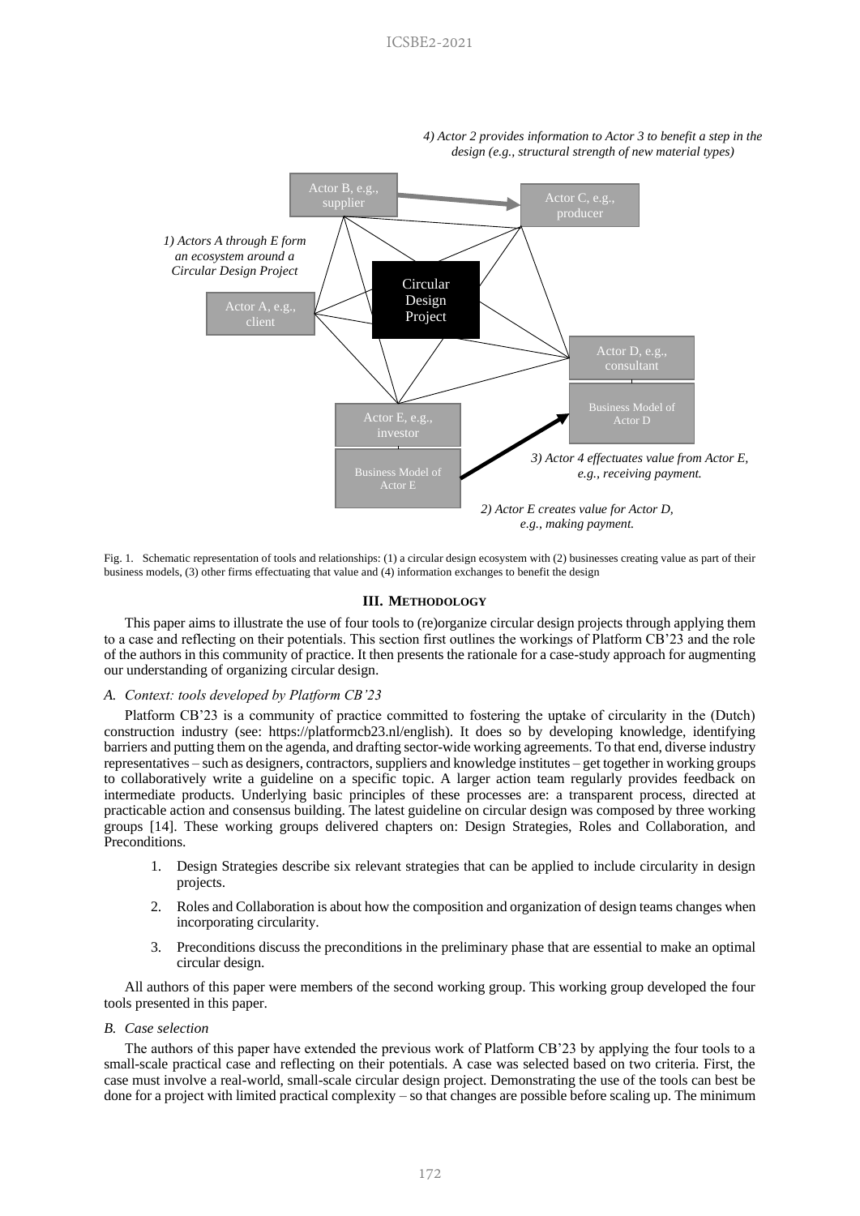Fig. 1. Schematic representation of tools and relationships: (1) a circular design ecosystem with (2) businesses creating value as part of their business models, (3) other firms effectuating that value and (4) information exchanges to benefit the design

## III. METHODOLOGY

This paper aims to illustrate the use of four tools to (re)organize circular design projects through applying them to a case and reflecting on their potentials. This section first outlines the workings of Platform CB'23 and the role of the authors in this community of practice. It then presents the rationale for a case-study approach for augmenting our understanding of organizing circular design.

### *A. Context: tools developed by Platform CB'23*

Platform CB'23 is a community of practice committed to fostering the uptake of circularity in the (Dutch) construction industry (see: https://platformcb23.nl/english). It does so by developing knowledge, identifying barriers and putting them on the agenda, and drafting sector-wide working agreements. To that end, diverse industry representatives – such as designers, contractors, suppliers and knowledge institutes – get together in working groups to collaboratively write a guideline on a specific topic. A larger action team regularly provides feedback on intermediate products. Underlying basic principles of these processes are: a transparent process, directed at practicable action and consensus building. The latest guideline on circular design was composed by three working groups [14]. These working groups delivered chapters on: Design Strategies, Roles and Collaboration, and Preconditions.

1. Design Strategies describe six relevant strategies that can be applied to include circularity in design projects.
2. Roles and Collaboration is about how the composition and organization of design teams changes when incorporating circularity.
3. Preconditions discuss the preconditions in the preliminary phase that are essential to make an optimal circular design.

All authors of this paper were members of the second working group. This working group developed the four tools presented in this paper.

### *B. Case selection*

The authors of this paper have extended the previous work of Platform CB'23 by applying the four tools to a small-scale practical case and reflecting on their potentials. A case was selected based on two criteria. First, the case must involve a real-world, small-scale circular design project. Demonstrating the use of the tools can best be done for a project with limited practical complexity – so that changes are possible before scaling up. The minimum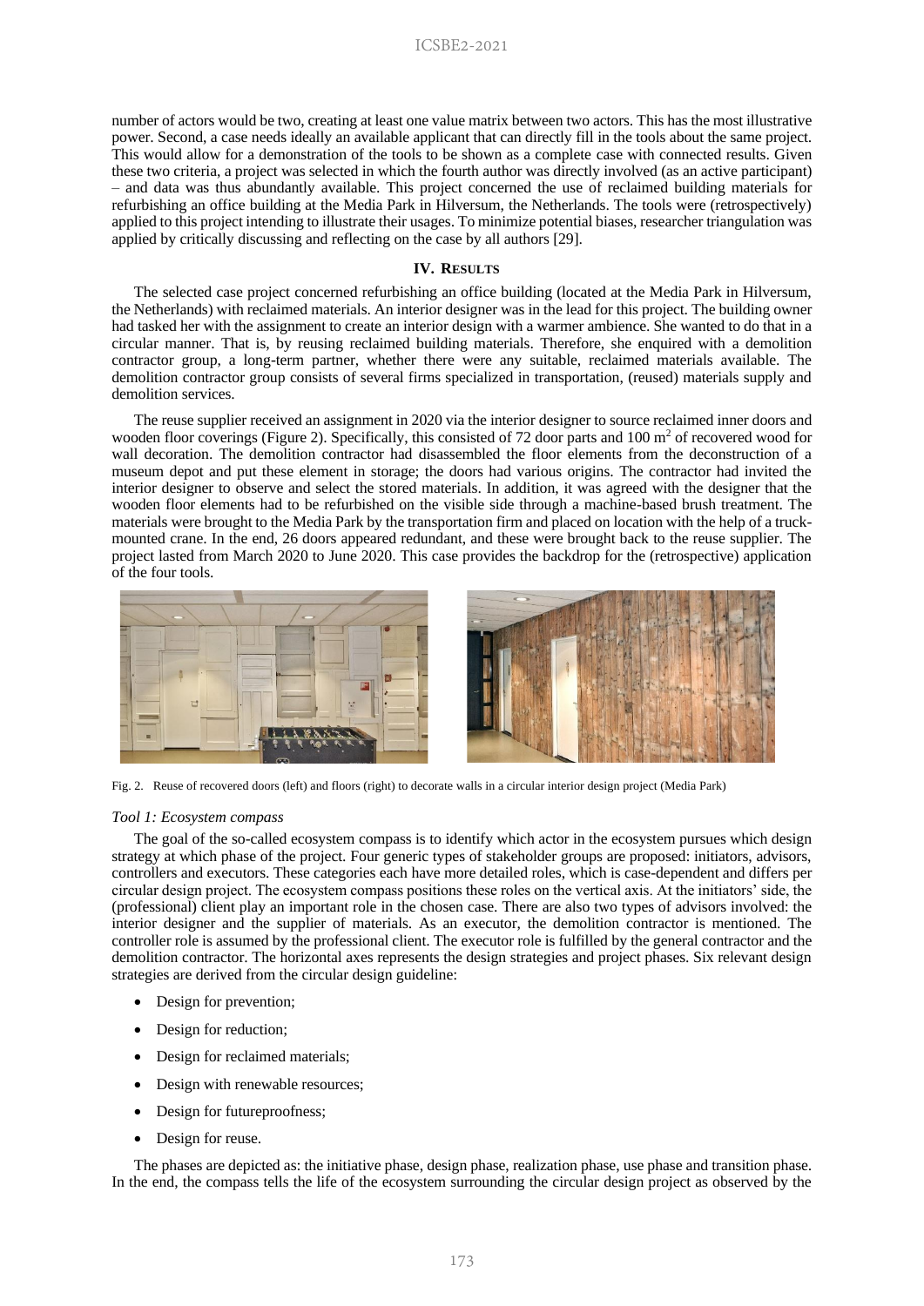number of actors would be two, creating at least one value matrix between two actors. This has the most illustrative power. Second, a case needs ideally an available applicant that can directly fill in the tools about the same project. This would allow for a demonstration of the tools to be shown as a complete case with connected results. Given these two criteria, a project was selected in which the fourth author was directly involved (as an active participant) – and data was thus abundantly available. This project concerned the use of reclaimed building materials for refurbishing an office building at the Media Park in Hilversum, the Netherlands. The tools were (retrospectively) applied to this project intending to illustrate their usages. To minimize potential biases, researcher triangulation was applied by critically discussing and reflecting on the case by all authors [29].

## IV. RESULTS

The selected case project concerned refurbishing an office building (located at the Media Park in Hilversum, the Netherlands) with reclaimed materials. An interior designer was in the lead for this project. The building owner had tasked her with the assignment to create an interior design with a warmer ambience. She wanted to do that in a circular manner. That is, by reusing reclaimed building materials. Therefore, she enquired with a demolition contractor group, a long-term partner, whether there were any suitable, reclaimed materials available. The demolition contractor group consists of several firms specialized in transportation, (reused) materials supply and demolition services.

The reuse supplier received an assignment in 2020 via the interior designer to source reclaimed inner doors and wooden floor coverings (Figure 2). Specifically, this consisted of 72 door parts and 100 m$^2$ of recovered wood for wall decoration. The demolition contractor had disassembled the floor elements from the deconstruction of a museum depot and put these element in storage; the doors had various origins. The contractor had invited the interior designer to observe and select the stored materials. In addition, it was agreed with the designer that the wooden floor elements had to be refurbished on the visible side through a machine-based brush treatment. The materials were brought to the Media Park by the transportation firm and placed on location with the help of a truck-mounted crane. In the end, 26 doors appeared redundant, and these were brought back to the reuse supplier. The project lasted from March 2020 to June 2020. This case provides the backdrop for the (retrospective) application of the four tools.

Fig. 2. Reuse of recovered doors (left) and floors (right) to decorate walls in a circular interior design project (Media Park)

### *Tool 1: Ecosystem compass*

The goal of the so-called ecosystem compass is to identify which actor in the ecosystem pursues which design strategy at which phase of the project. Four generic types of stakeholder groups are proposed: initiators, advisors, controllers and executors. These categories each have more detailed roles, which is case-dependent and differs per circular design project. The ecosystem compass positions these roles on the vertical axis. At the initiators' side, the (professional) client play an important role in the chosen case. There are also two types of advisors involved: the interior designer and the supplier of materials. As an executor, the demolition contractor is mentioned. The controller role is assumed by the professional client. The executor role is fulfilled by the general contractor and the demolition contractor. The horizontal axes represents the design strategies and project phases. Six relevant design strategies are derived from the circular design guideline:

- Design for prevention;
- Design for reduction;
- Design for reclaimed materials;
- Design with renewable resources;
- Design for futureproofness;
- Design for reuse.

The phases are depicted as: the initiative phase, design phase, realization phase, use phase and transition phase. In the end, the compass tells the life of the ecosystem surrounding the circular design project as observed by the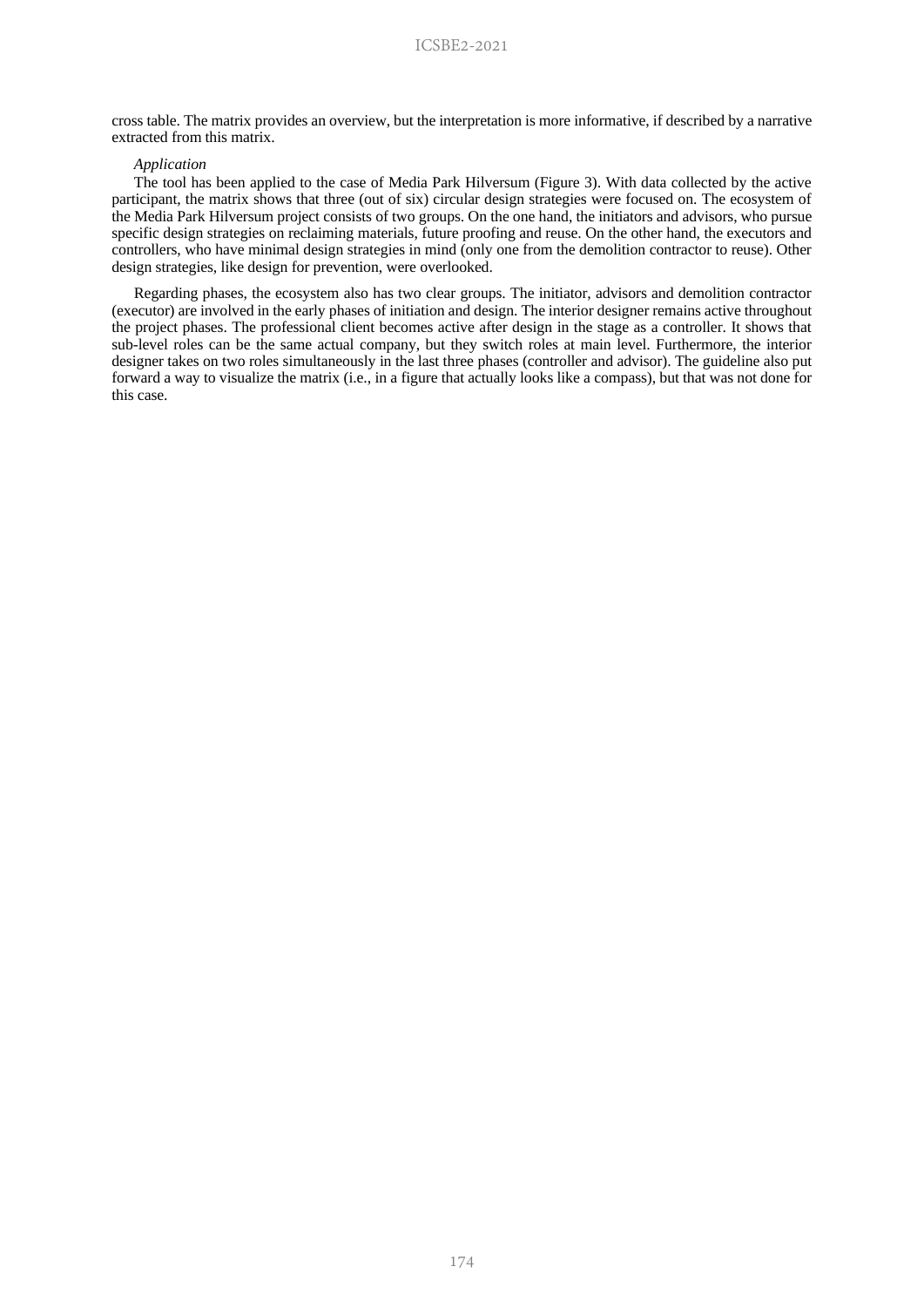cross table. The matrix provides an overview, but the interpretation is more informative, if described by a narrative extracted from this matrix.

*Application*

The tool has been applied to the case of Media Park Hilversum (Figure 3). With data collected by the active participant, the matrix shows that three (out of six) circular design strategies were focused on. The ecosystem of the Media Park Hilversum project consists of two groups. On the one hand, the initiators and advisors, who pursue specific design strategies on reclaiming materials, future proofing and reuse. On the other hand, the executors and controllers, who have minimal design strategies in mind (only one from the demolition contractor to reuse). Other design strategies, like design for prevention, were overlooked.

Regarding phases, the ecosystem also has two clear groups. The initiator, advisors and demolition contractor (executor) are involved in the early phases of initiation and design. The interior designer remains active throughout the project phases. The professional client becomes active after design in the stage as a controller. It shows that sub-level roles can be the same actual company, but they switch roles at main level. Furthermore, the interior designer takes on two roles simultaneously in the last three phases (controller and advisor). The guideline also put forward a way to visualize the matrix (i.e., in a figure that actually looks like a compass), but that was not done for this case.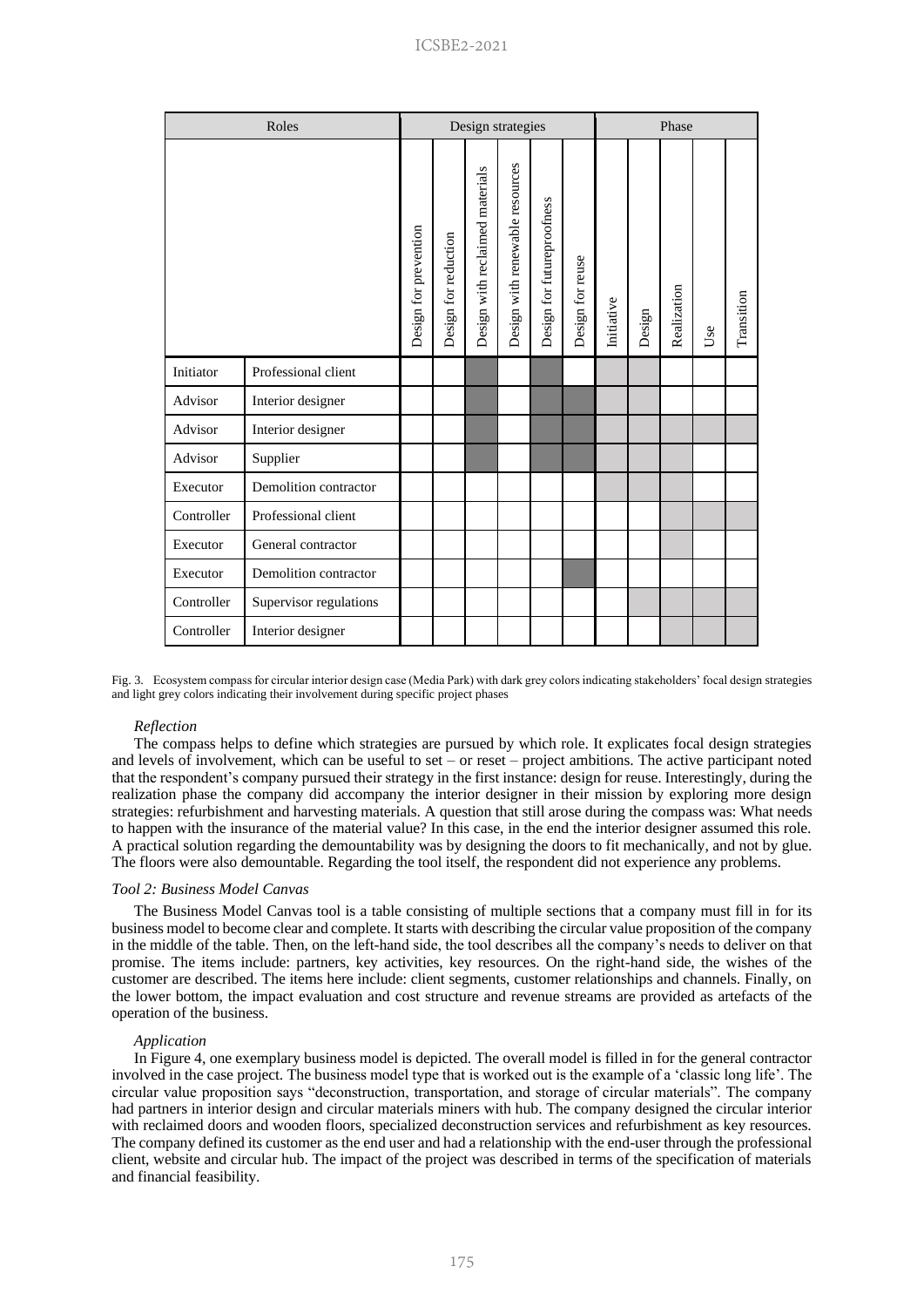| Roles | | Design strategies | | | | | | Phase | | | | |
|---|---|---|---|---|---|---|---|---|---|---|---|---|
| | | Design for prevention | Design for reduction | Design with reclaimed materials | Design with renewable resources | Design for futureproofness | Design for reuse | Initiative | Design | Realization | Use | Transition |
| Initiator | Professional client | | | ■ | | ■ | | ░ | ░ | | | |
| Advisor | Interior designer | | | ■ | | ■ | ■ | ░ | ░ | | | |
| Advisor | Interior designer | | | ■ | | ■ | ■ | ░ | ░ | ░ | ░ | ░ |
| Advisor | Supplier | | | ■ | | ■ | ■ | ░ | ░ | ░ | | |
| Executor | Demolition contractor | | | | | | | ░ | ░ | ░ | | |
| Controller | Professional client | | | | | | | | | ░ | ░ | ░ |
| Executor | General contractor | | | | | | | | | ░ | | |
| Executor | Demolition contractor | | | | | | ■ | | | | | |
| Controller | Supervisor regulations | | | | | | | | ░ | ░ | ░ | ░ |
| Controller | Interior designer | | | | | | | | | ░ | ░ | ░ |

Fig. 3. Ecosystem compass for circular interior design case (Media Park) with dark grey colors indicating stakeholders' focal design strategies and light grey colors indicating their involvement during specific project phases

*Reflection*

The compass helps to define which strategies are pursued by which role. It explicates focal design strategies and levels of involvement, which can be useful to set – or reset – project ambitions. The active participant noted that the respondent's company pursued their strategy in the first instance: design for reuse. Interestingly, during the realization phase the company did accompany the interior designer in their mission by exploring more design strategies: refurbishment and harvesting materials. A question that still arose during the compass was: What needs to happen with the insurance of the material value? In this case, in the end the interior designer assumed this role. A practical solution regarding the demountability was by designing the doors to fit mechanically, and not by glue. The floors were also demountable. Regarding the tool itself, the respondent did not experience any problems.

### *Tool 2: Business Model Canvas*

The Business Model Canvas tool is a table consisting of multiple sections that a company must fill in for its business model to become clear and complete. It starts with describing the circular value proposition of the company in the middle of the table. Then, on the left-hand side, the tool describes all the company's needs to deliver on that promise. The items include: partners, key activities, key resources. On the right-hand side, the wishes of the customer are described. The items here include: client segments, customer relationships and channels. Finally, on the lower bottom, the impact evaluation and cost structure and revenue streams are provided as artefacts of the operation of the business.

*Application*

In Figure 4, one exemplary business model is depicted. The overall model is filled in for the general contractor involved in the case project. The business model type that is worked out is the example of a 'classic long life'. The circular value proposition says "deconstruction, transportation, and storage of circular materials". The company had partners in interior design and circular materials miners with hub. The company designed the circular interior with reclaimed doors and wooden floors, specialized deconstruction services and refurbishment as key resources. The company defined its customer as the end user and had a relationship with the end-user through the professional client, website and circular hub. The impact of the project was described in terms of the specification of materials and financial feasibility.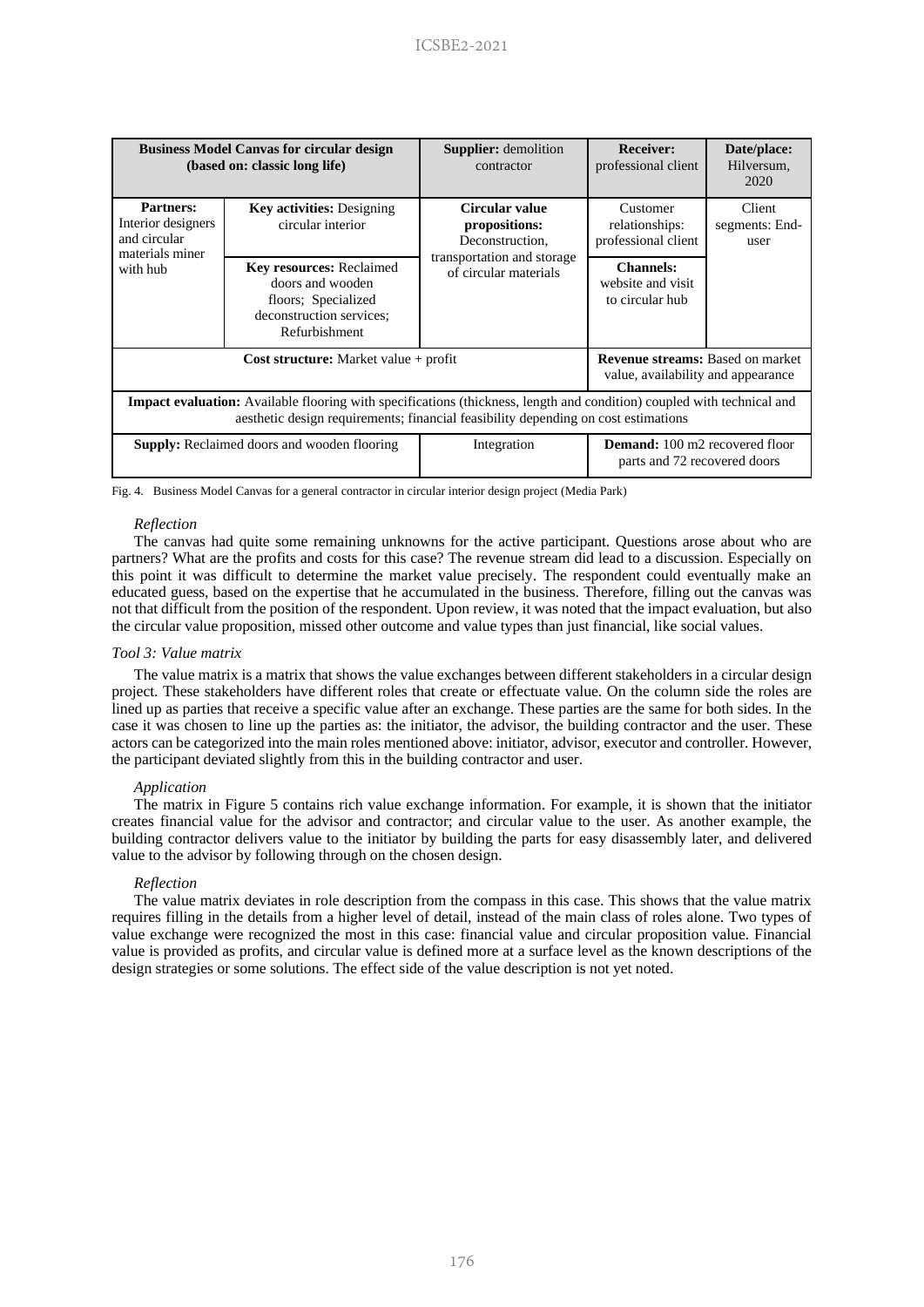| **Business Model Canvas for circular design (based on: classic long life)** | | **Supplier:** demolition contractor | **Receiver:** professional client | **Date/place:** Hilversum, 2020 |
|---|---|---|---|---|
| **Partners:** Interior designers and circular materials miner with hub | **Key activities:** Designing circular interior | **Circular value propositions:** Deconstruction, transportation and storage of circular materials | Customer relationships: professional client | Client segments: End-user |
| | **Key resources:** Reclaimed doors and wooden floors; Specialized deconstruction services; Refurbishment | | **Channels:** website and visit to circular hub | |
| **Cost structure:** Market value + profit | | | **Revenue streams:** Based on market value, availability and appearance | |
| **Impact evaluation:** Available flooring with specifications (thickness, length and condition) coupled with technical and aesthetic design requirements; financial feasibility depending on cost estimations | | | | |
| **Supply:** Reclaimed doors and wooden flooring | | Integration | **Demand:** 100 m2 recovered floor parts and 72 recovered doors | |

Fig. 4. Business Model Canvas for a general contractor in circular interior design project (Media Park)

*Reflection*

The canvas had quite some remaining unknowns for the active participant. Questions arose about who are partners? What are the profits and costs for this case? The revenue stream did lead to a discussion. Especially on this point it was difficult to determine the market value precisely. The respondent could eventually make an educated guess, based on the expertise that he accumulated in the business. Therefore, filling out the canvas was not that difficult from the position of the respondent. Upon review, it was noted that the impact evaluation, but also the circular value proposition, missed other outcome and value types than just financial, like social values.

*Tool 3: Value matrix*

The value matrix is a matrix that shows the value exchanges between different stakeholders in a circular design project. These stakeholders have different roles that create or effectuate value. On the column side the roles are lined up as parties that receive a specific value after an exchange. These parties are the same for both sides. In the case it was chosen to line up the parties as: the initiator, the advisor, the building contractor and the user. These actors can be categorized into the main roles mentioned above: initiator, advisor, executor and controller. However, the participant deviated slightly from this in the building contractor and user.

*Application*

The matrix in Figure 5 contains rich value exchange information. For example, it is shown that the initiator creates financial value for the advisor and contractor; and circular value to the user. As another example, the building contractor delivers value to the initiator by building the parts for easy disassembly later, and delivered value to the advisor by following through on the chosen design.

*Reflection*

The value matrix deviates in role description from the compass in this case. This shows that the value matrix requires filling in the details from a higher level of detail, instead of the main class of roles alone. Two types of value exchange were recognized the most in this case: financial value and circular proposition value. Financial value is provided as profits, and circular value is defined more at a surface level as the known descriptions of the design strategies or some solutions. The effect side of the value description is not yet noted.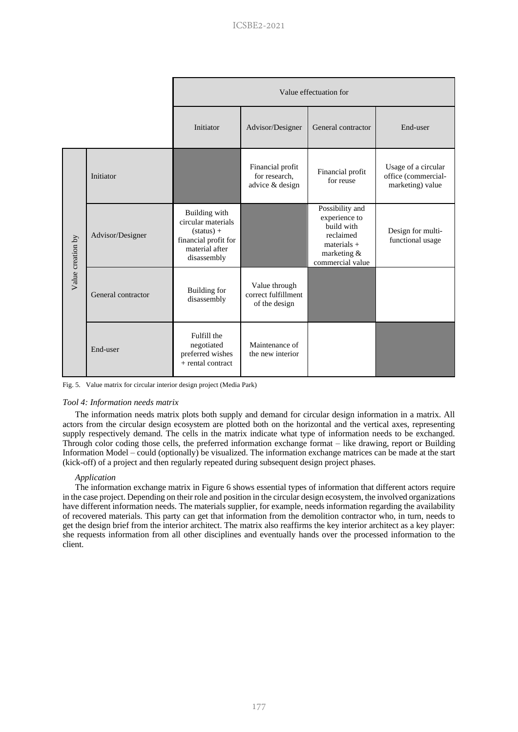| | | Value effectuation for | | | |
|---|---|---|---|---|---|
| | | Initiator | Advisor/Designer | General contractor | End-user |
| Value creation by | Initiator | | Financial profit for research, advice & design | Financial profit for reuse | Usage of a circular office (commercial-marketing) value |
| | Advisor/Designer | Building with circular materials (status) + financial profit for material after disassembly | | Possibility and experience to build with reclaimed materials + marketing & commercial value | Design for multi-functional usage |
| | General contractor | Building for disassembly | Value through correct fulfillment of the design | | |
| | End-user | Fulfill the negotiated preferred wishes + rental contract | Maintenance of the new interior | | |

Fig. 5. Value matrix for circular interior design project (Media Park)

*Tool 4: Information needs matrix*

The information needs matrix plots both supply and demand for circular design information in a matrix. All actors from the circular design ecosystem are plotted both on the horizontal and the vertical axes, representing supply respectively demand. The cells in the matrix indicate what type of information needs to be exchanged. Through color coding those cells, the preferred information exchange format – like drawing, report or Building Information Model – could (optionally) be visualized. The information exchange matrices can be made at the start (kick-off) of a project and then regularly repeated during subsequent design project phases.

*Application*

The information exchange matrix in Figure 6 shows essential types of information that different actors require in the case project. Depending on their role and position in the circular design ecosystem, the involved organizations have different information needs. The materials supplier, for example, needs information regarding the availability of recovered materials. This party can get that information from the demolition contractor who, in turn, needs to get the design brief from the interior architect. The matrix also reaffirms the key interior architect as a key player: she requests information from all other disciplines and eventually hands over the processed information to the client.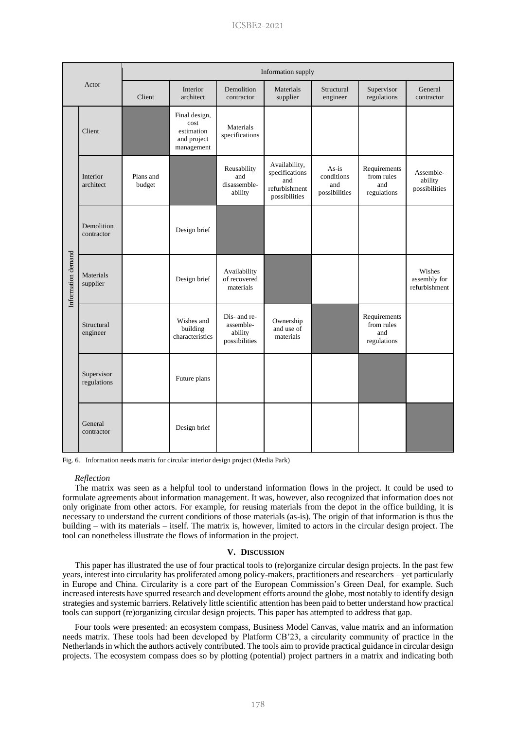| Actor | | Information supply | | | | | | |
|---|---|---|---|---|---|---|---|---|
| | | Client | Interior architect | Demolition contractor | Materials supplier | Structural engineer | Supervisor regulations | General contractor |
| Information demand | Client | | Final design, cost estimation and project management | Materials specifications | | | | |
| | Interior architect | Plans and budget | | Reusability and disassemble-ability | Availability, specifications and refurbishment possibilities | As-is conditions and possibilities | Requirements from rules and regulations | Assemble-ability possibilities |
| | Demolition contractor | | Design brief | | | | | |
| | Materials supplier | | Design brief | Availability of recovered materials | | | | Wishes assembly for refurbishment |
| | Structural engineer | | Wishes and building characteristics | Dis- and re-assemble-ability possibilities | Ownership and use of materials | | Requirements from rules and regulations | |
| | Supervisor regulations | | Future plans | | | | | |
| | General contractor | | Design brief | | | | | |

Fig. 6. Information needs matrix for circular interior design project (Media Park)

*Reflection*

The matrix was seen as a helpful tool to understand information flows in the project. It could be used to formulate agreements about information management. It was, however, also recognized that information does not only originate from other actors. For example, for reusing materials from the depot in the office building, it is necessary to understand the current conditions of those materials (as-is). The origin of that information is thus the building – with its materials – itself. The matrix is, however, limited to actors in the circular design project. The tool can nonetheless illustrate the flows of information in the project.

## V. Discussion

This paper has illustrated the use of four practical tools to (re)organize circular design projects. In the past few years, interest into circularity has proliferated among policy-makers, practitioners and researchers – yet particularly in Europe and China. Circularity is a core part of the European Commission's Green Deal, for example. Such increased interests have spurred research and development efforts around the globe, most notably to identify design strategies and systemic barriers. Relatively little scientific attention has been paid to better understand how practical tools can support (re)organizing circular design projects. This paper has attempted to address that gap.

Four tools were presented: an ecosystem compass, Business Model Canvas, value matrix and an information needs matrix. These tools had been developed by Platform CB'23, a circularity community of practice in the Netherlands in which the authors actively contributed. The tools aim to provide practical guidance in circular design projects. The ecosystem compass does so by plotting (potential) project partners in a matrix and indicating both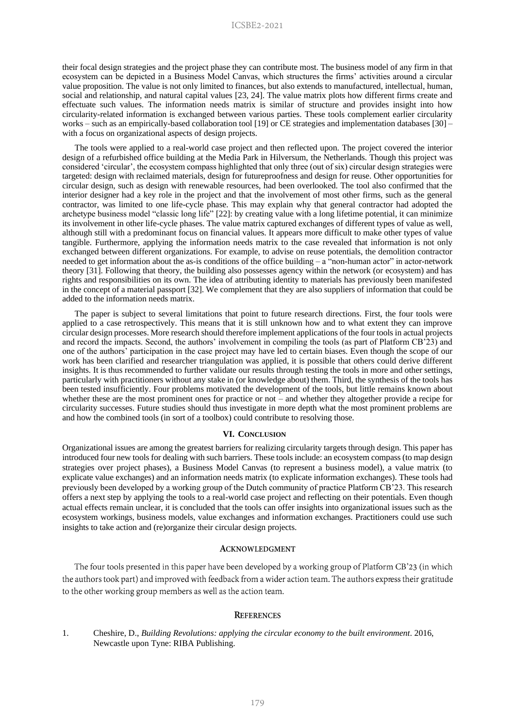their focal design strategies and the project phase they can contribute most. The business model of any firm in that ecosystem can be depicted in a Business Model Canvas, which structures the firms' activities around a circular value proposition. The value is not only limited to finances, but also extends to manufactured, intellectual, human, social and relationship, and natural capital values [23, 24]. The value matrix plots how different firms create and effectuate such values. The information needs matrix is similar of structure and provides insight into how circularity-related information is exchanged between various parties. These tools complement earlier circularity works – such as an empirically-based collaboration tool [19] or CE strategies and implementation databases [30] – with a focus on organizational aspects of design projects.

The tools were applied to a real-world case project and then reflected upon. The project covered the interior design of a refurbished office building at the Media Park in Hilversum, the Netherlands. Though this project was considered 'circular', the ecosystem compass highlighted that only three (out of six) circular design strategies were targeted: design with reclaimed materials, design for futureproofness and design for reuse. Other opportunities for circular design, such as design with renewable resources, had been overlooked. The tool also confirmed that the interior designer had a key role in the project and that the involvement of most other firms, such as the general contractor, was limited to one life-cycle phase. This may explain why that general contractor had adopted the archetype business model "classic long life" [22]: by creating value with a long lifetime potential, it can minimize its involvement in other life-cycle phases. The value matrix captured exchanges of different types of value as well, although still with a predominant focus on financial values. It appears more difficult to make other types of value tangible. Furthermore, applying the information needs matrix to the case revealed that information is not only exchanged between different organizations. For example, to advise on reuse potentials, the demolition contractor needed to get information about the as-is conditions of the office building – a "non-human actor" in actor-network theory [31]. Following that theory, the building also possesses agency within the network (or ecosystem) and has rights and responsibilities on its own. The idea of attributing identity to materials has previously been manifested in the concept of a material passport [32]. We complement that they are also suppliers of information that could be added to the information needs matrix.

The paper is subject to several limitations that point to future research directions. First, the four tools were applied to a case retrospectively. This means that it is still unknown how and to what extent they can improve circular design processes. More research should therefore implement applications of the four tools in actual projects and record the impacts. Second, the authors' involvement in compiling the tools (as part of Platform CB'23) and one of the authors' participation in the case project may have led to certain biases. Even though the scope of our work has been clarified and researcher triangulation was applied, it is possible that others could derive different insights. It is thus recommended to further validate our results through testing the tools in more and other settings, particularly with practitioners without any stake in (or knowledge about) them. Third, the synthesis of the tools has been tested insufficiently. Four problems motivated the development of the tools, but little remains known about whether these are the most prominent ones for practice or not – and whether they altogether provide a recipe for circularity successes. Future studies should thus investigate in more depth what the most prominent problems are and how the combined tools (in sort of a toolbox) could contribute to resolving those.

## VI. Conclusion

Organizational issues are among the greatest barriers for realizing circularity targets through design. This paper has introduced four new tools for dealing with such barriers. These tools include: an ecosystem compass (to map design strategies over project phases), a Business Model Canvas (to represent a business model), a value matrix (to explicate value exchanges) and an information needs matrix (to explicate information exchanges). These tools had previously been developed by a working group of the Dutch community of practice Platform CB'23. This research offers a next step by applying the tools to a real-world case project and reflecting on their potentials. Even though actual effects remain unclear, it is concluded that the tools can offer insights into organizational issues such as the ecosystem workings, business models, value exchanges and information exchanges. Practitioners could use such insights to take action and (re)organize their circular design projects.

## Acknowledgment

The four tools presented in this paper have been developed by a working group of Platform CB'23 (in which the authors took part) and improved with feedback from a wider action team. The authors express their gratitude to the other working group members as well as the action team.

## References

1. Cheshire, D., *Building Revolutions: applying the circular economy to the built environment*. 2016, Newcastle upon Tyne: RIBA Publishing.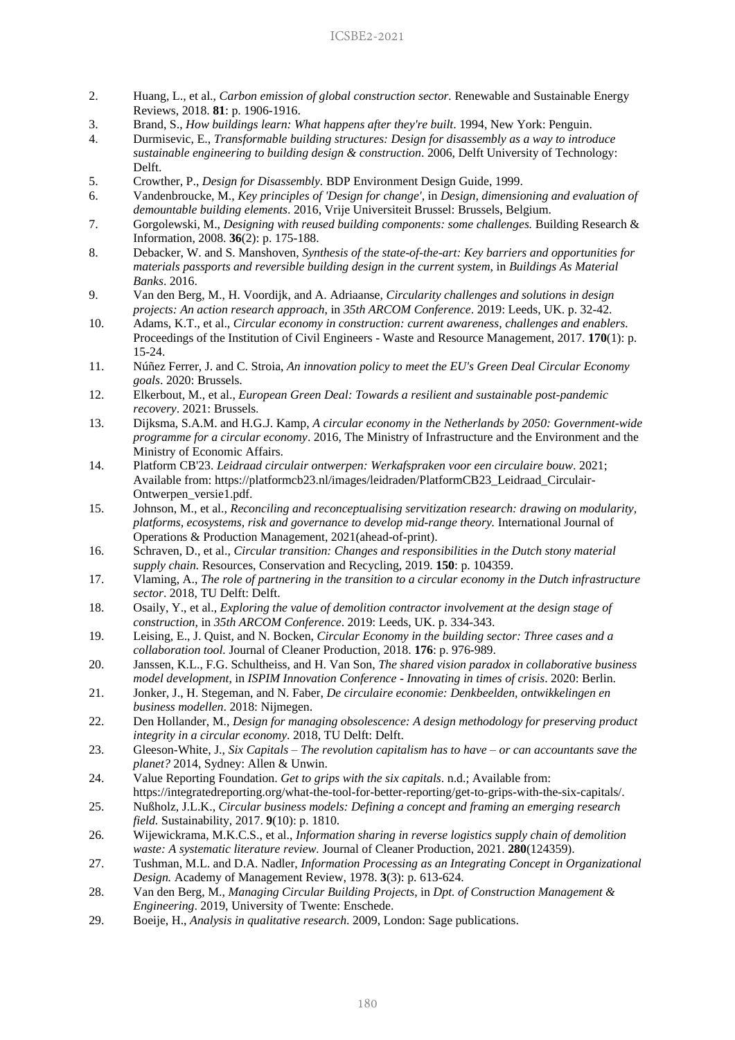2. Huang, L., et al., *Carbon emission of global construction sector.* Renewable and Sustainable Energy Reviews, 2018. **81**: p. 1906-1916.
3. Brand, S., *How buildings learn: What happens after they're built*. 1994, New York: Penguin.
4. Durmisevic, E., *Transformable building structures: Design for disassembly as a way to introduce sustainable engineering to building design & construction*. 2006, Delft University of Technology: Delft.
5. Crowther, P., *Design for Disassembly.* BDP Environment Design Guide, 1999.
6. Vandenbroucke, M., *Key principles of 'Design for change'*, in *Design, dimensioning and evaluation of demountable building elements*. 2016, Vrije Universiteit Brussel: Brussels, Belgium.
7. Gorgolewski, M., *Designing with reused building components: some challenges.* Building Research & Information, 2008. **36**(2): p. 175-188.
8. Debacker, W. and S. Manshoven, *Synthesis of the state-of-the-art: Key barriers and opportunities for materials passports and reversible building design in the current system*, in *Buildings As Material Banks*. 2016.
9. Van den Berg, M., H. Voordijk, and A. Adriaanse, *Circularity challenges and solutions in design projects: An action research approach*, in *35th ARCOM Conference*. 2019: Leeds, UK. p. 32-42.
10. Adams, K.T., et al., *Circular economy in construction: current awareness, challenges and enablers.* Proceedings of the Institution of Civil Engineers - Waste and Resource Management, 2017. **170**(1): p. 15-24.
11. Núñez Ferrer, J. and C. Stroia, *An innovation policy to meet the EU's Green Deal Circular Economy goals*. 2020: Brussels.
12. Elkerbout, M., et al., *European Green Deal: Towards a resilient and sustainable post-pandemic recovery*. 2021: Brussels.
13. Dijksma, S.A.M. and H.G.J. Kamp, *A circular economy in the Netherlands by 2050: Government-wide programme for a circular economy*. 2016, The Ministry of Infrastructure and the Environment and the Ministry of Economic Affairs.
14. Platform CB'23. *Leidraad circulair ontwerpen: Werkafspraken voor een circulaire bouw*. 2021; Available from: https://platformcb23.nl/images/leidraden/PlatformCB23_Leidraad_Circulair-Ontwerpen_versie1.pdf.
15. Johnson, M., et al., *Reconciling and reconceptualising servitization research: drawing on modularity, platforms, ecosystems, risk and governance to develop mid-range theory.* International Journal of Operations & Production Management, 2021(ahead-of-print).
16. Schraven, D., et al., *Circular transition: Changes and responsibilities in the Dutch stony material supply chain.* Resources, Conservation and Recycling, 2019. **150**: p. 104359.
17. Vlaming, A., *The role of partnering in the transition to a circular economy in the Dutch infrastructure sector*. 2018, TU Delft: Delft.
18. Osaily, Y., et al., *Exploring the value of demolition contractor involvement at the design stage of construction*, in *35th ARCOM Conference*. 2019: Leeds, UK. p. 334-343.
19. Leising, E., J. Quist, and N. Bocken, *Circular Economy in the building sector: Three cases and a collaboration tool.* Journal of Cleaner Production, 2018. **176**: p. 976-989.
20. Janssen, K.L., F.G. Schultheiss, and H. Van Son, *The shared vision paradox in collaborative business model development*, in *ISPIM Innovation Conference - Innovating in times of crisis*. 2020: Berlin.
21. Jonker, J., H. Stegeman, and N. Faber, *De circulaire economie: Denkbeelden, ontwikkelingen en business modellen*. 2018: Nijmegen.
22. Den Hollander, M., *Design for managing obsolescence: A design methodology for preserving product integrity in a circular economy*. 2018, TU Delft: Delft.
23. Gleeson-White, J., *Six Capitals – The revolution capitalism has to have – or can accountants save the planet?* 2014, Sydney: Allen & Unwin.
24. Value Reporting Foundation. *Get to grips with the six capitals*. n.d.; Available from: https://integratedreporting.org/what-the-tool-for-better-reporting/get-to-grips-with-the-six-capitals/.
25. Nußholz, J.L.K., *Circular business models: Defining a concept and framing an emerging research field.* Sustainability, 2017. **9**(10): p. 1810.
26. Wijewickrama, M.K.C.S., et al., *Information sharing in reverse logistics supply chain of demolition waste: A systematic literature review.* Journal of Cleaner Production, 2021. **280**(124359).
27. Tushman, M.L. and D.A. Nadler, *Information Processing as an Integrating Concept in Organizational Design.* Academy of Management Review, 1978. **3**(3): p. 613-624.
28. Van den Berg, M., *Managing Circular Building Projects*, in *Dpt. of Construction Management & Engineering*. 2019, University of Twente: Enschede.
29. Boeije, H., *Analysis in qualitative research*. 2009, London: Sage publications.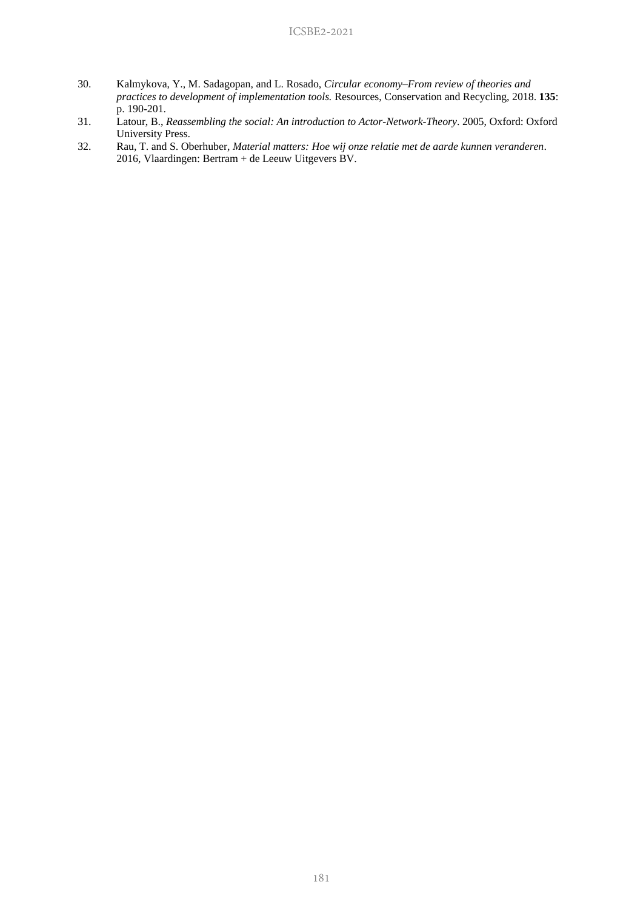30. Kalmykova, Y., M. Sadagopan, and L. Rosado, *Circular economy–From review of theories and practices to development of implementation tools.* Resources, Conservation and Recycling, 2018. **135**: p. 190-201.
31. Latour, B., *Reassembling the social: An introduction to Actor-Network-Theory*. 2005, Oxford: Oxford University Press.
32. Rau, T. and S. Oberhuber, *Material matters: Hoe wij onze relatie met de aarde kunnen veranderen*. 2016, Vlaardingen: Bertram + de Leeuw Uitgevers BV.